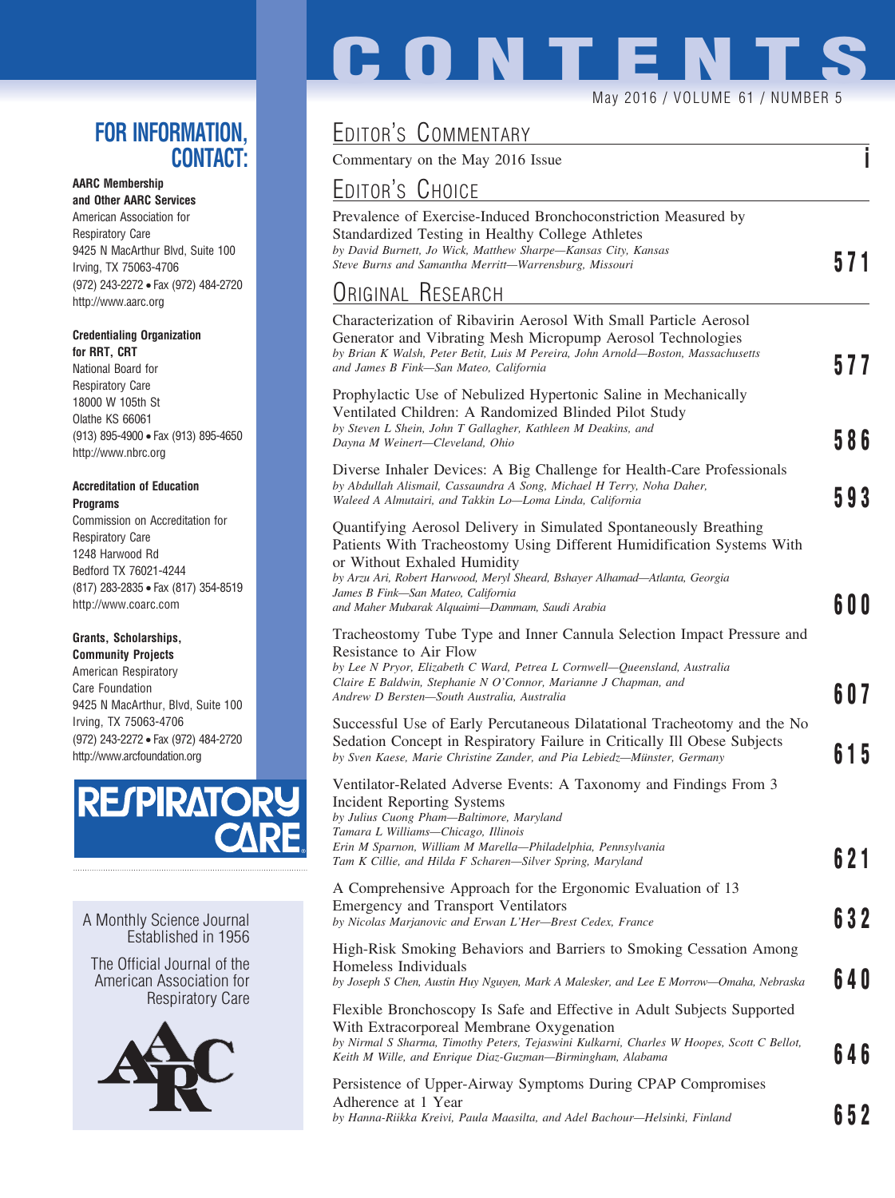# CONTENTS

May 2016 / VOLUME 61 / NUMBER 5

## EDITOR'S COMMENTARY

Commentary on the May 2016 Issue **i**

## EDITOR'S CHOICE

Prevalence of Exercise-Induced Bronchoconstriction Measured by Standardized Testing in Healthy College Athletes
*by David Burnett, Jo Wick, Matthew Sharpe—Kansas City, Kansas*
*Steve Burns and Samantha Merritt—Warrensburg, Missouri* **571**

## ORIGINAL RESEARCH

Characterization of Ribavirin Aerosol With Small Particle Aerosol Generator and Vibrating Mesh Micropump Aerosol Technologies
*by Brian K Walsh, Peter Betit, Luis M Pereira, John Arnold—Boston, Massachusetts*
*and James B Fink—San Mateo, California* **577**

Prophylactic Use of Nebulized Hypertonic Saline in Mechanically Ventilated Children: A Randomized Blinded Pilot Study
*by Steven L Shein, John T Gallagher, Kathleen M Deakins, and*
*Dayna M Weinert—Cleveland, Ohio* **586**

Diverse Inhaler Devices: A Big Challenge for Health-Care Professionals
*by Abdullah Alismail, Cassaundra A Song, Michael H Terry, Noha Daher,*
*Waleed A Almutairi, and Takkin Lo—Loma Linda, California* **593**

Quantifying Aerosol Delivery in Simulated Spontaneously Breathing Patients With Tracheostomy Using Different Humidification Systems With or Without Exhaled Humidity
*by Arzu Ari, Robert Harwood, Meryl Sheard, Bshayer Alhamad—Atlanta, Georgia*
*James B Fink—San Mateo, California*
*and Maher Mubarak Alquaimi—Dammam, Saudi Arabia* **600**

Tracheostomy Tube Type and Inner Cannula Selection Impact Pressure and Resistance to Air Flow
*by Lee N Pryor, Elizabeth C Ward, Petrea L Cornwell—Queensland, Australia*
*Claire E Baldwin, Stephanie N O'Connor, Marianne J Chapman, and*
*Andrew D Bersten—South Australia, Australia* **607**

Successful Use of Early Percutaneous Dilatational Tracheotomy and the No Sedation Concept in Respiratory Failure in Critically Ill Obese Subjects
*by Sven Kaese, Marie Christine Zander, and Pia Lebiedz—Münster, Germany* **615**

Ventilator-Related Adverse Events: A Taxonomy and Findings From 3 Incident Reporting Systems
*by Julius Cuong Pham—Baltimore, Maryland*
*Tamara L Williams—Chicago, Illinois*
*Erin M Sparnon, William M Marella—Philadelphia, Pennsylvania*
*Tam K Cillie, and Hilda F Scharen—Silver Spring, Maryland* **621**

A Comprehensive Approach for the Ergonomic Evaluation of 13 Emergency and Transport Ventilators
*by Nicolas Marjanovic and Erwan L'Her—Brest Cedex, France* **632**

High-Risk Smoking Behaviors and Barriers to Smoking Cessation Among Homeless Individuals
*by Joseph S Chen, Austin Huy Nguyen, Mark A Malesker, and Lee E Morrow—Omaha, Nebraska* **640**

Flexible Bronchoscopy Is Safe and Effective in Adult Subjects Supported With Extracorporeal Membrane Oxygenation
*by Nirmal S Sharma, Timothy Peters, Tejaswini Kulkarni, Charles W Hoopes, Scott C Bellot,*
*Keith M Wille, and Enrique Diaz-Guzman—Birmingham, Alabama* **646**

Persistence of Upper-Airway Symptoms During CPAP Compromises Adherence at 1 Year
*by Hanna-Riikka Kreivi, Paula Maasilta, and Adel Bachour—Helsinki, Finland* **652**

## FOR INFORMATION, CONTACT:

**AARC Membership and Other AARC Services**
American Association for Respiratory Care
9425 N MacArthur Blvd, Suite 100
Irving, TX 75063-4706
(972) 243-2272 • Fax (972) 484-2720
http://www.aarc.org

**Credentialing Organization for RRT, CRT**
National Board for Respiratory Care
18000 W 105th St
Olathe KS 66061
(913) 895-4900 • Fax (913) 895-4650
http://www.nbrc.org

**Accreditation of Education Programs**
Commission on Accreditation for Respiratory Care
1248 Harwood Rd
Bedford TX 76021-4244
(817) 283-2835 • Fax (817) 354-8519
http://www.coarc.com

**Grants, Scholarships, Community Projects**
American Respiratory Care Foundation
9425 N MacArthur, Blvd, Suite 100
Irving, TX 75063-4706
(972) 243-2272 • Fax (972) 484-2720
http://www.arcfoundation.org

RESPIRATORY CARE

A Monthly Science Journal
Established in 1956

The Official Journal of the American Association for Respiratory Care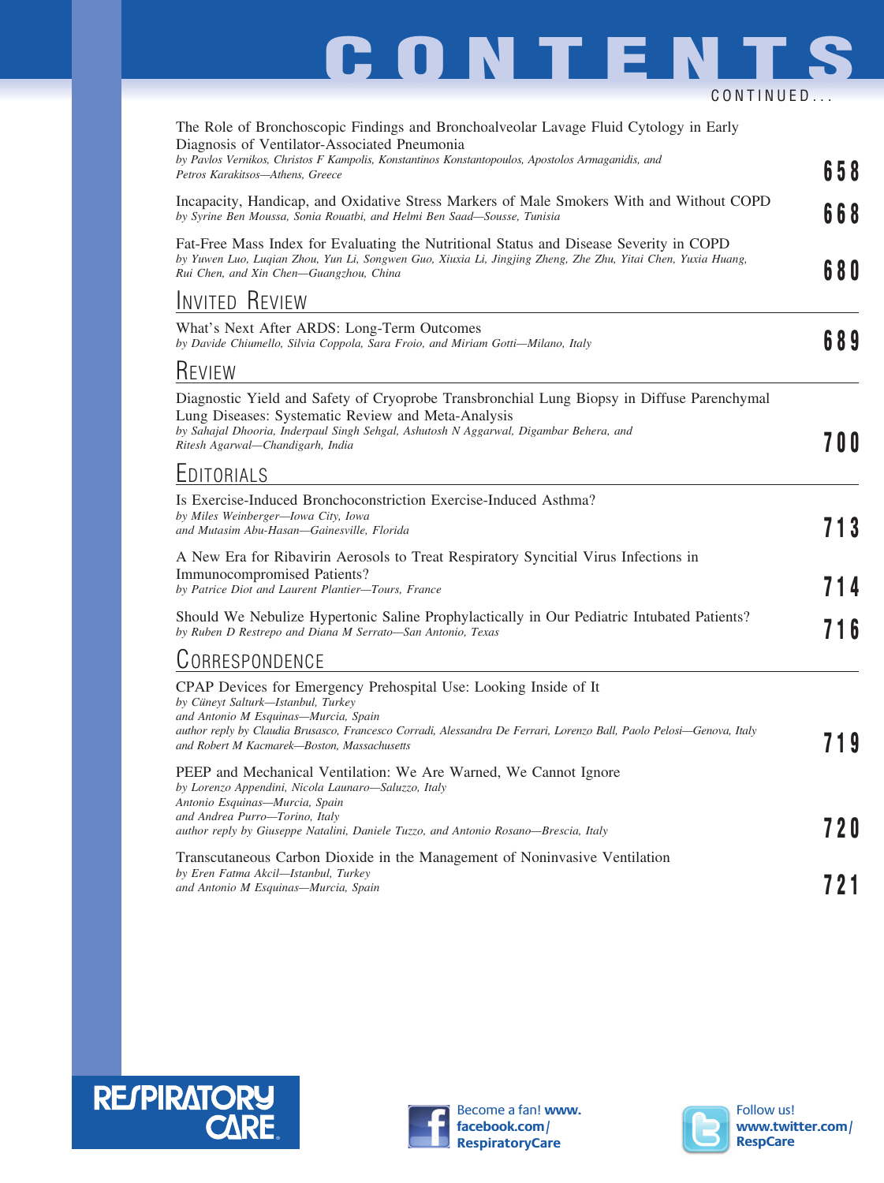# CONTENTS

CONTINUED...

The Role of Bronchoscopic Findings and Bronchoalveolar Lavage Fluid Cytology in Early Diagnosis of Ventilator-Associated Pneumonia
*by Pavlos Vernikos, Christos F Kampolis, Konstantinos Konstantopoulos, Apostolos Armaganidis, and Petros Karakitsos—Athens, Greece* **658**

Incapacity, Handicap, and Oxidative Stress Markers of Male Smokers With and Without COPD
*by Syrine Ben Moussa, Sonia Rouatbi, and Helmi Ben Saad—Sousse, Tunisia* **668**

Fat-Free Mass Index for Evaluating the Nutritional Status and Disease Severity in COPD
*by Yuwen Luo, Luqian Zhou, Yun Li, Songwen Guo, Xiuxia Li, Jingjing Zheng, Zhe Zhu, Yitai Chen, Yuxia Huang, Rui Chen, and Xin Chen—Guangzhou, China* **680**

## Invited Review

What's Next After ARDS: Long-Term Outcomes
*by Davide Chiumello, Silvia Coppola, Sara Froio, and Miriam Gotti—Milano, Italy* **689**

## Review

Diagnostic Yield and Safety of Cryoprobe Transbronchial Lung Biopsy in Diffuse Parenchymal Lung Diseases: Systematic Review and Meta-Analysis
*by Sahajal Dhooria, Inderpaul Singh Sehgal, Ashutosh N Aggarwal, Digambar Behera, and Ritesh Agarwal—Chandigarh, India* **700**

## Editorials

Is Exercise-Induced Bronchoconstriction Exercise-Induced Asthma?
*by Miles Weinberger—Iowa City, Iowa*
*and Mutasim Abu-Hasan—Gainesville, Florida* **713**

A New Era for Ribavirin Aerosols to Treat Respiratory Syncitial Virus Infections in Immunocompromised Patients?
*by Patrice Diot and Laurent Plantier—Tours, France* **714**

Should We Nebulize Hypertonic Saline Prophylactically in Our Pediatric Intubated Patients?
*by Ruben D Restrepo and Diana M Serrato—San Antonio, Texas* **716**

## Correspondence

CPAP Devices for Emergency Prehospital Use: Looking Inside of It
*by Cüneyt Salturk—Istanbul, Turkey*
*and Antonio M Esquinas—Murcia, Spain*
*author reply by Claudia Brusasco, Francesco Corradi, Alessandra De Ferrari, Lorenzo Ball, Paolo Pelosi—Genova, Italy*
*and Robert M Kacmarek—Boston, Massachusetts* **719**

PEEP and Mechanical Ventilation: We Are Warned, We Cannot Ignore
*by Lorenzo Appendini, Nicola Launaro—Saluzzo, Italy*
*Antonio Esquinas—Murcia, Spain*
*and Andrea Purro—Torino, Italy*
*author reply by Giuseppe Natalini, Daniele Tuzzo, and Antonio Rosano—Brescia, Italy* **720**

Transcutaneous Carbon Dioxide in the Management of Noninvasive Ventilation
*by Eren Fatma Akcil—Istanbul, Turkey*
*and Antonio M Esquinas—Murcia, Spain* **721**

RESPIRATORY CARE

Become a fan! www.facebook.com/RespiratoryCare

Follow us! www.twitter.com/RespCare